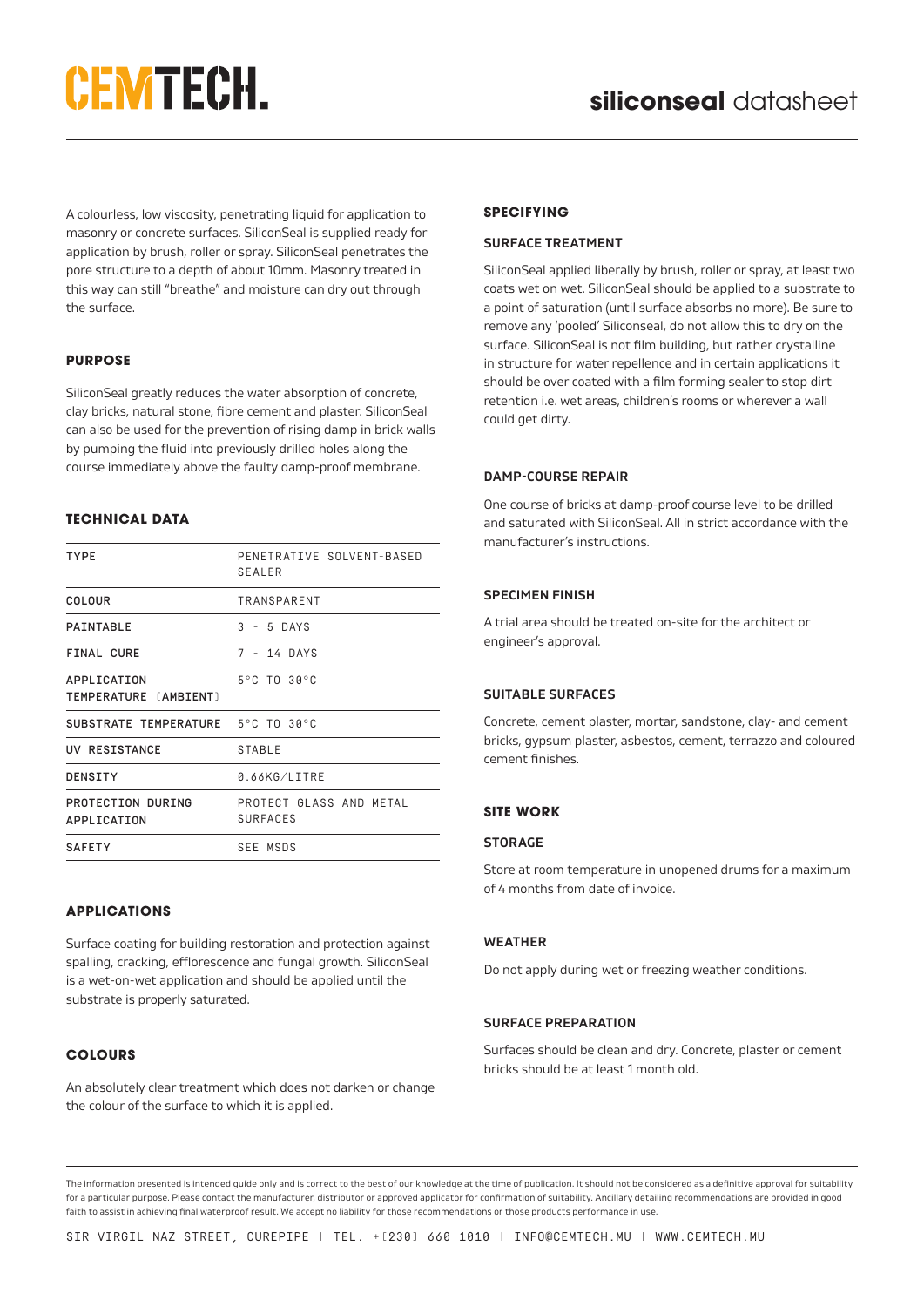# CEMTECH.

## **siliconseal** datasheet

A colourless, low viscosity, penetrating liquid for application to masonry or concrete surfaces. SiliconSeal is supplied ready for application by brush, roller or spray. SiliconSeal penetrates the pore structure to a depth of about 10mm. Masonry treated in this way can still "breathe" and moisture can dry out through the surface.

### PURPOSE

SiliconSeal greatly reduces the water absorption of concrete, clay bricks, natural stone, fibre cement and plaster. SiliconSeal can also be used for the prevention of rising damp in brick walls by pumping the fluid into previously drilled holes along the course immediately above the faulty damp-proof membrane.

### TECHNICAL DATA

| | |
|---|---|
| TYPE | PENETRATIVE SOLVENT-BASED SEALER |
| COLOUR | TRANSPARENT |
| PAINTABLE | 3 - 5 DAYS |
| FINAL CURE | 7 - 14 DAYS |
| APPLICATION TEMPERATURE [AMBIENT] | 5°C TO 30°C |
| SUBSTRATE TEMPERATURE | 5°C TO 30°C |
| UV RESISTANCE | STABLE |
| DENSITY | 0.66KG/LITRE |
| PROTECTION DURING APPLICATION | PROTECT GLASS AND METAL SURFACES |
| SAFETY | SEE MSDS |

### APPLICATIONS

Surface coating for building restoration and protection against spalling, cracking, efflorescence and fungal growth. SiliconSeal is a wet-on-wet application and should be applied until the substrate is properly saturated.

### COLOURS

An absolutely clear treatment which does not darken or change the colour of the surface to which it is applied.

### SPECIFYING

#### SURFACE TREATMENT

SiliconSeal applied liberally by brush, roller or spray, at least two coats wet on wet. SiliconSeal should be applied to a substrate to a point of saturation (until surface absorbs no more). Be sure to remove any 'pooled' Siliconseal, do not allow this to dry on the surface. SiliconSeal is not film building, but rather crystalline in structure for water repellence and in certain applications it should be over coated with a film forming sealer to stop dirt retention i.e. wet areas, children's rooms or wherever a wall could get dirty.

#### DAMP-COURSE REPAIR

One course of bricks at damp-proof course level to be drilled and saturated with SiliconSeal. All in strict accordance with the manufacturer's instructions.

#### SPECIMEN FINISH

A trial area should be treated on-site for the architect or engineer's approval.

#### SUITABLE SURFACES

Concrete, cement plaster, mortar, sandstone, clay- and cement bricks, gypsum plaster, asbestos, cement, terrazzo and coloured cement finishes.

### SITE WORK

#### STORAGE

Store at room temperature in unopened drums for a maximum of 4 months from date of invoice.

#### WEATHER

Do not apply during wet or freezing weather conditions.

#### SURFACE PREPARATION

Surfaces should be clean and dry. Concrete, plaster or cement bricks should be at least 1 month old.

The information presented is intended guide only and is correct to the best of our knowledge at the time of publication. It should not be considered as a definitive approval for suitability for a particular purpose. Please contact the manufacturer, distributor or approved applicator for confirmation of suitability. Ancillary detailing recommendations are provided in good faith to assist in achieving final waterproof result. We accept no liability for those recommendations or those products performance in use.

SIR VIRGIL NAZ STREET, CUREPIPE | TEL. +[230] 660 1010 | INFO@CEMTECH.MU | WWW.CEMTECH.MU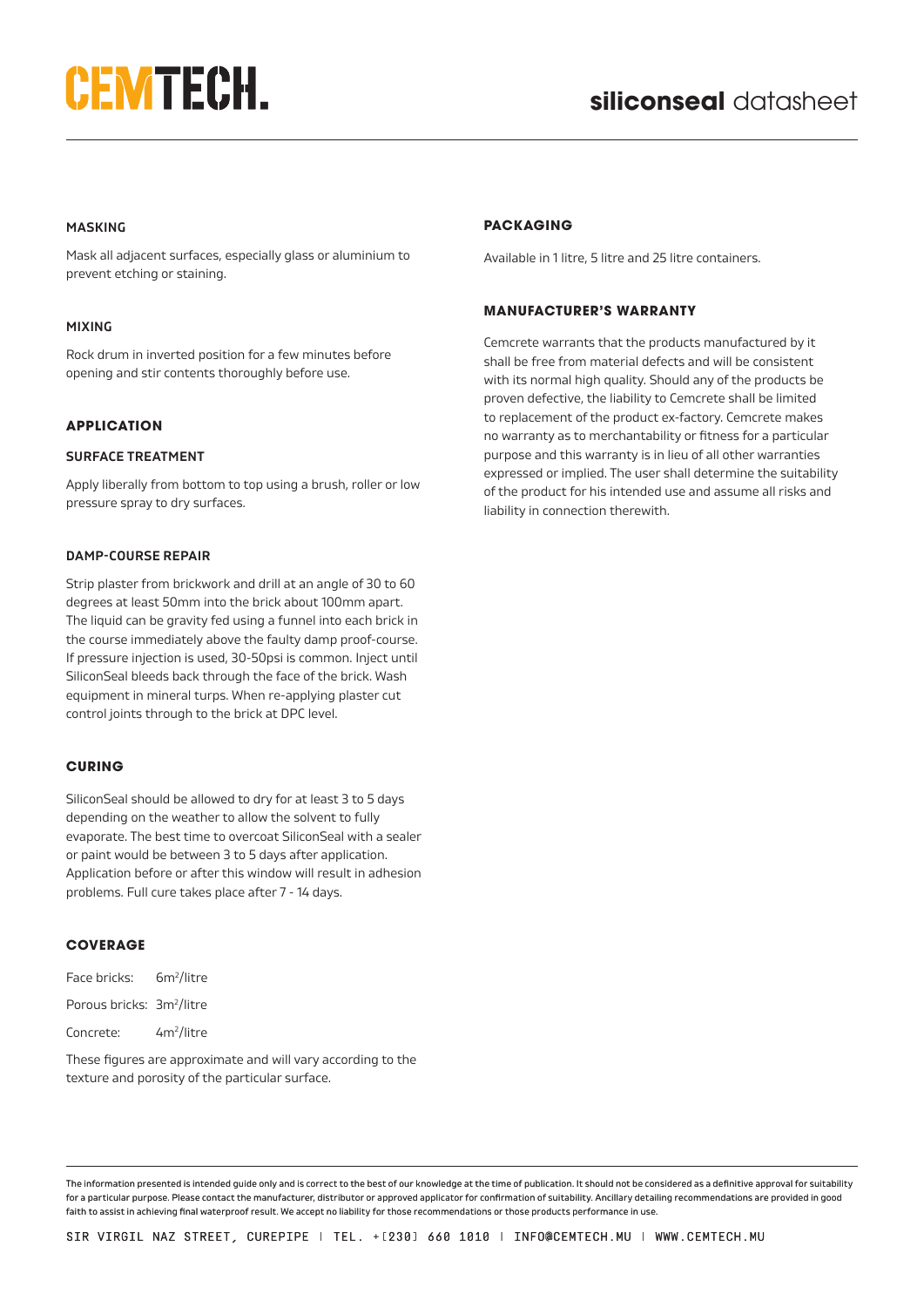### MASKING

Mask all adjacent surfaces, especially glass or aluminium to prevent etching or staining.

### MIXING

Rock drum in inverted position for a few minutes before opening and stir contents thoroughly before use.

## APPLICATION

### SURFACE TREATMENT

Apply liberally from bottom to top using a brush, roller or low pressure spray to dry surfaces.

### DAMP-COURSE REPAIR

Strip plaster from brickwork and drill at an angle of 30 to 60 degrees at least 50mm into the brick about 100mm apart. The liquid can be gravity fed using a funnel into each brick in the course immediately above the faulty damp proof-course. If pressure injection is used, 30-50psi is common. Inject until SiliconSeal bleeds back through the face of the brick. Wash equipment in mineral turps. When re-applying plaster cut control joints through to the brick at DPC level.

## CURING

SiliconSeal should be allowed to dry for at least 3 to 5 days depending on the weather to allow the solvent to fully evaporate. The best time to overcoat SiliconSeal with a sealer or paint would be between 3 to 5 days after application. Application before or after this window will result in adhesion problems. Full cure takes place after 7 - 14 days.

## COVERAGE

Face bricks: $6m^2$/litre

Porous bricks: $3m^2$/litre

Concrete: $4m^2$/litre

These figures are approximate and will vary according to the texture and porosity of the particular surface.

## PACKAGING

Available in 1 litre, 5 litre and 25 litre containers.

## MANUFACTURER'S WARRANTY

Cemcrete warrants that the products manufactured by it shall be free from material defects and will be consistent with its normal high quality. Should any of the products be proven defective, the liability to Cemcrete shall be limited to replacement of the product ex-factory. Cemcrete makes no warranty as to merchantability or fitness for a particular purpose and this warranty is in lieu of all other warranties expressed or implied. The user shall determine the suitability of the product for his intended use and assume all risks and liability in connection therewith.

The information presented is intended guide only and is correct to the best of our knowledge at the time of publication. It should not be considered as a definitive approval for suitability for a particular purpose. Please contact the manufacturer, distributor or approved applicator for confirmation of suitability. Ancillary detailing recommendations are provided in good faith to assist in achieving final waterproof result. We accept no liability for those recommendations or those products performance in use.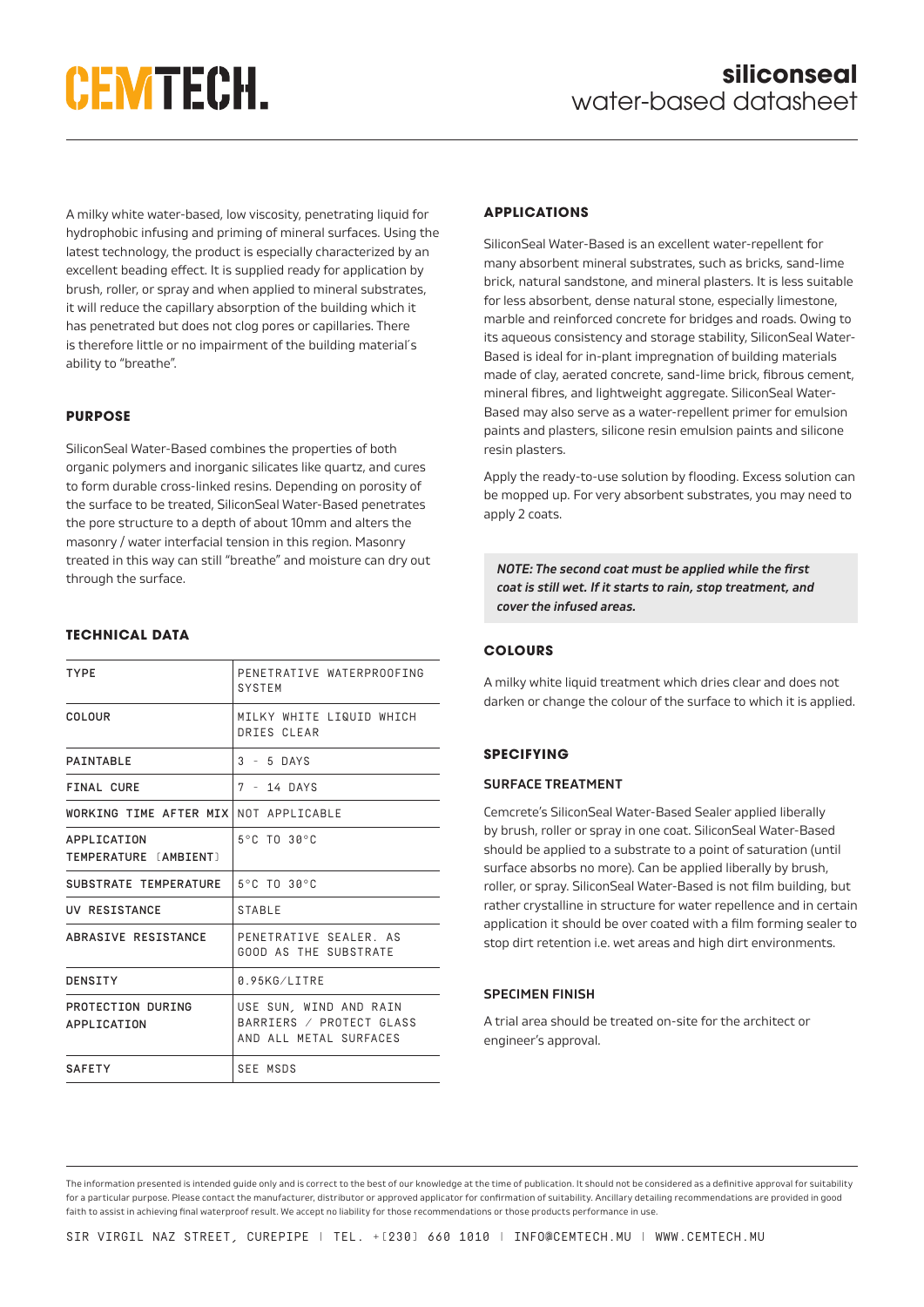# CEMTECH.

## siliconseal
water-based datasheet

A milky white water-based, low viscosity, penetrating liquid for hydrophobic infusing and priming of mineral surfaces. Using the latest technology, the product is especially characterized by an excellent beading effect. It is supplied ready for application by brush, roller, or spray and when applied to mineral substrates, it will reduce the capillary absorption of the building which it has penetrated but does not clog pores or capillaries. There is therefore little or no impairment of the building material's ability to "breathe".

### PURPOSE

SiliconSeal Water-Based combines the properties of both organic polymers and inorganic silicates like quartz, and cures to form durable cross-linked resins. Depending on porosity of the surface to be treated, SiliconSeal Water-Based penetrates the pore structure to a depth of about 10mm and alters the masonry / water interfacial tension in this region. Masonry treated in this way can still "breathe" and moisture can dry out through the surface.

### TECHNICAL DATA

| | |
|---|---|
| TYPE | PENETRATIVE WATERPROOFING SYSTEM |
| COLOUR | MILKY WHITE LIQUID WHICH DRIES CLEAR |
| PAINTABLE | 3 - 5 DAYS |
| FINAL CURE | 7 - 14 DAYS |
| WORKING TIME AFTER MIX | NOT APPLICABLE |
| APPLICATION TEMPERATURE (AMBIENT) | 5°C TO 30°C |
| SUBSTRATE TEMPERATURE | 5°C TO 30°C |
| UV RESISTANCE | STABLE |
| ABRASIVE RESISTANCE | PENETRATIVE SEALER. AS GOOD AS THE SUBSTRATE |
| DENSITY | 0.95KG/LITRE |
| PROTECTION DURING APPLICATION | USE SUN, WIND AND RAIN BARRIERS / PROTECT GLASS AND ALL METAL SURFACES |
| SAFETY | SEE MSDS |

### APPLICATIONS

SiliconSeal Water-Based is an excellent water-repellent for many absorbent mineral substrates, such as bricks, sand-lime brick, natural sandstone, and mineral plasters. It is less suitable for less absorbent, dense natural stone, especially limestone, marble and reinforced concrete for bridges and roads. Owing to its aqueous consistency and storage stability, SiliconSeal Water-Based is ideal for in-plant impregnation of building materials made of clay, aerated concrete, sand-lime brick, fibrous cement, mineral fibres, and lightweight aggregate. SiliconSeal Water-Based may also serve as a water-repellent primer for emulsion paints and plasters, silicone resin emulsion paints and silicone resin plasters.

Apply the ready-to-use solution by flooding. Excess solution can be mopped up. For very absorbent substrates, you may need to apply 2 coats.

***NOTE: The second coat must be applied while the first coat is still wet. If it starts to rain, stop treatment, and cover the infused areas.***

### COLOURS

A milky white liquid treatment which dries clear and does not darken or change the colour of the surface to which it is applied.

### SPECIFYING

#### SURFACE TREATMENT

Cemcrete's SiliconSeal Water-Based Sealer applied liberally by brush, roller or spray in one coat. SiliconSeal Water-Based should be applied to a substrate to a point of saturation (until surface absorbs no more). Can be applied liberally by brush, roller, or spray. SiliconSeal Water-Based is not film building, but rather crystalline in structure for water repellence and in certain application it should be over coated with a film forming sealer to stop dirt retention i.e. wet areas and high dirt environments.

#### SPECIMEN FINISH

A trial area should be treated on-site for the architect or engineer's approval.

The information presented is intended guide only and is correct to the best of our knowledge at the time of publication. It should not be considered as a definitive approval for suitability for a particular purpose. Please contact the manufacturer, distributor or approved applicator for confirmation of suitability. Ancillary detailing recommendations are provided in good faith to assist in achieving final waterproof result. We accept no liability for those recommendations or those products performance in use.

SIR VIRGIL NAZ STREET, CUREPIPE | TEL. +(230) 660 1010 | INFO@CEMTECH.MU | WWW.CEMTECH.MU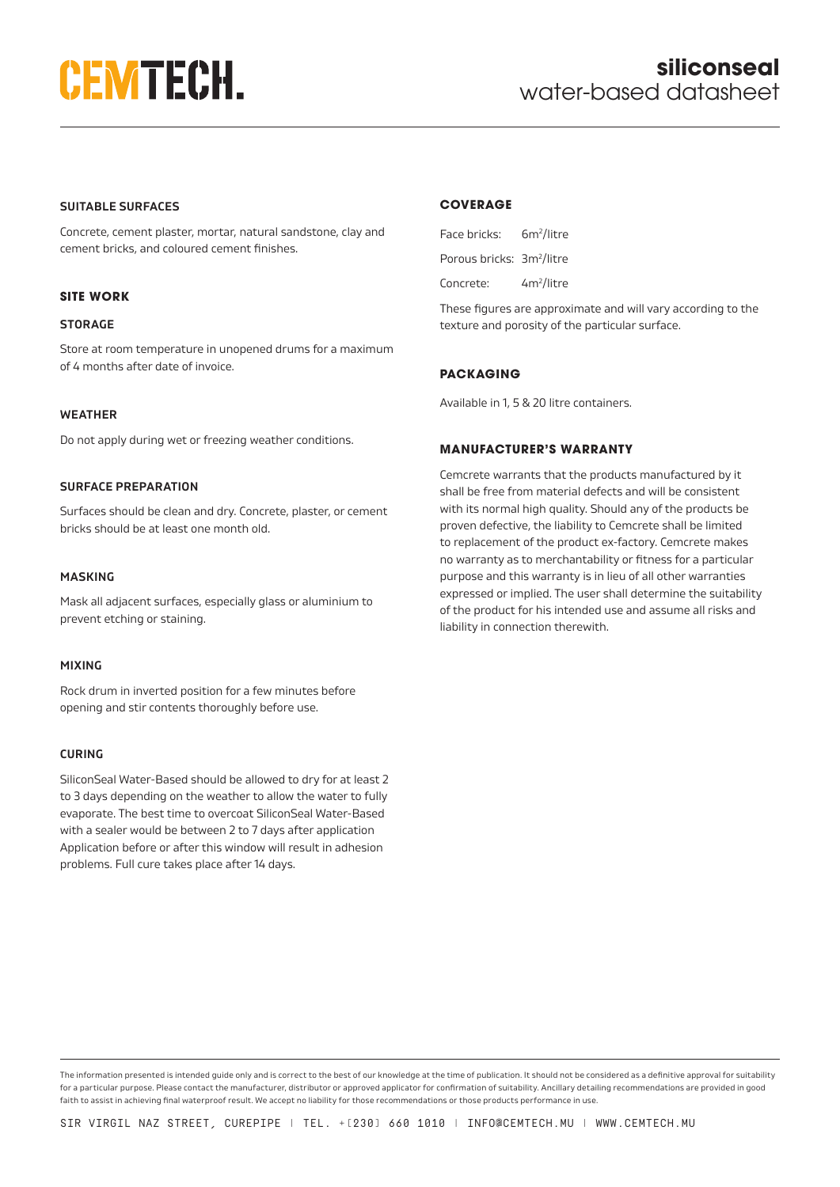# siliconseal
## water-based datasheet

#### SUITABLE SURFACES

Concrete, cement plaster, mortar, natural sandstone, clay and cement bricks, and coloured cement finishes.

### SITE WORK

#### STORAGE

Store at room temperature in unopened drums for a maximum of 4 months after date of invoice.

#### WEATHER

Do not apply during wet or freezing weather conditions.

#### SURFACE PREPARATION

Surfaces should be clean and dry. Concrete, plaster, or cement bricks should be at least one month old.

#### MASKING

Mask all adjacent surfaces, especially glass or aluminium to prevent etching or staining.

#### MIXING

Rock drum in inverted position for a few minutes before opening and stir contents thoroughly before use.

#### CURING

SiliconSeal Water-Based should be allowed to dry for at least 2 to 3 days depending on the weather to allow the water to fully evaporate. The best time to overcoat SiliconSeal Water-Based with a sealer would be between 2 to 7 days after application Application before or after this window will result in adhesion problems. Full cure takes place after 14 days.

### COVERAGE

| | |
|---|---|
| Face bricks: | 6m$^2$/litre |
| Porous bricks: | 3m$^2$/litre |
| Concrete: | 4m$^2$/litre |

These figures are approximate and will vary according to the texture and porosity of the particular surface.

### PACKAGING

Available in 1, 5 & 20 litre containers.

### MANUFACTURER'S WARRANTY

Cemcrete warrants that the products manufactured by it shall be free from material defects and will be consistent with its normal high quality. Should any of the products be proven defective, the liability to Cemcrete shall be limited to replacement of the product ex-factory. Cemcrete makes no warranty as to merchantability or fitness for a particular purpose and this warranty is in lieu of all other warranties expressed or implied. The user shall determine the suitability of the product for his intended use and assume all risks and liability in connection therewith.

The information presented is intended guide only and is correct to the best of our knowledge at the time of publication. It should not be considered as a definitive approval for suitability for a particular purpose. Please contact the manufacturer, distributor or approved applicator for confirmation of suitability. Ancillary detailing recommendations are provided in good faith to assist in achieving final waterproof result. We accept no liability for those recommendations or those products performance in use.